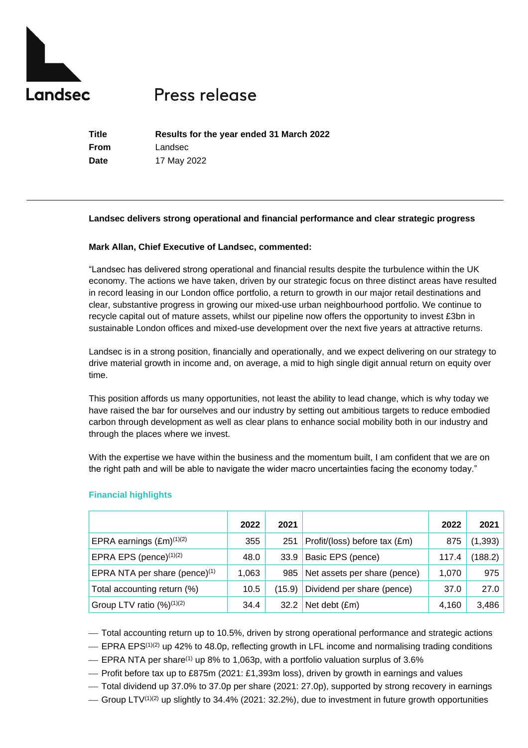Landsec

# Press release

| | |
|---|---|
| **Title** | **Results for the year ended 31 March 2022** |
| **From** | Landsec |
| **Date** | 17 May 2022 |

**Landsec delivers strong operational and financial performance and clear strategic progress**

**Mark Allan, Chief Executive of Landsec, commented:**

"Landsec has delivered strong operational and financial results despite the turbulence within the UK economy. The actions we have taken, driven by our strategic focus on three distinct areas have resulted in record leasing in our London office portfolio, a return to growth in our major retail destinations and clear, substantive progress in growing our mixed-use urban neighbourhood portfolio. We continue to recycle capital out of mature assets, whilst our pipeline now offers the opportunity to invest £3bn in sustainable London offices and mixed-use development over the next five years at attractive returns.

Landsec is in a strong position, financially and operationally, and we expect delivering on our strategy to drive material growth in income and, on average, a mid to high single digit annual return on equity over time.

This position affords us many opportunities, not least the ability to lead change, which is why today we have raised the bar for ourselves and our industry by setting out ambitious targets to reduce embodied carbon through development as well as clear plans to enhance social mobility both in our industry and through the places where we invest.

With the expertise we have within the business and the momentum built, I am confident that we are on the right path and will be able to navigate the wider macro uncertainties facing the economy today."

## Financial highlights

| | 2022 | 2021 | | 2022 | 2021 |
|---|---|---|---|---|---|
| EPRA earnings (£m)[(1)(2)] | 355 | 251 | Profit/(loss) before tax (£m) | 875 | (1,393) |
| EPRA EPS (pence)[(1)(2)] | 48.0 | 33.9 | Basic EPS (pence) | 117.4 | (188.2) |
| EPRA NTA per share (pence)[(1)] | 1,063 | 985 | Net assets per share (pence) | 1,070 | 975 |
| Total accounting return (%) | 10.5 | (15.9) | Dividend per share (pence) | 37.0 | 27.0 |
| Group LTV ratio (%)[(1)(2)] | 34.4 | 32.2 | Net debt (£m) | 4,160 | 3,486 |

- Total accounting return up to 10.5%, driven by strong operational performance and strategic actions
- EPRA EPS[(1)(2)] up 42% to 48.0p, reflecting growth in LFL income and normalising trading conditions
- EPRA NTA per share[(1)] up 8% to 1,063p, with a portfolio valuation surplus of 3.6%
- Profit before tax up to £875m (2021: £1,393m loss), driven by growth in earnings and values
- Total dividend up 37.0% to 37.0p per share (2021: 27.0p), supported by strong recovery in earnings
- Group LTV[(1)(2)] up slightly to 34.4% (2021: 32.2%), due to investment in future growth opportunities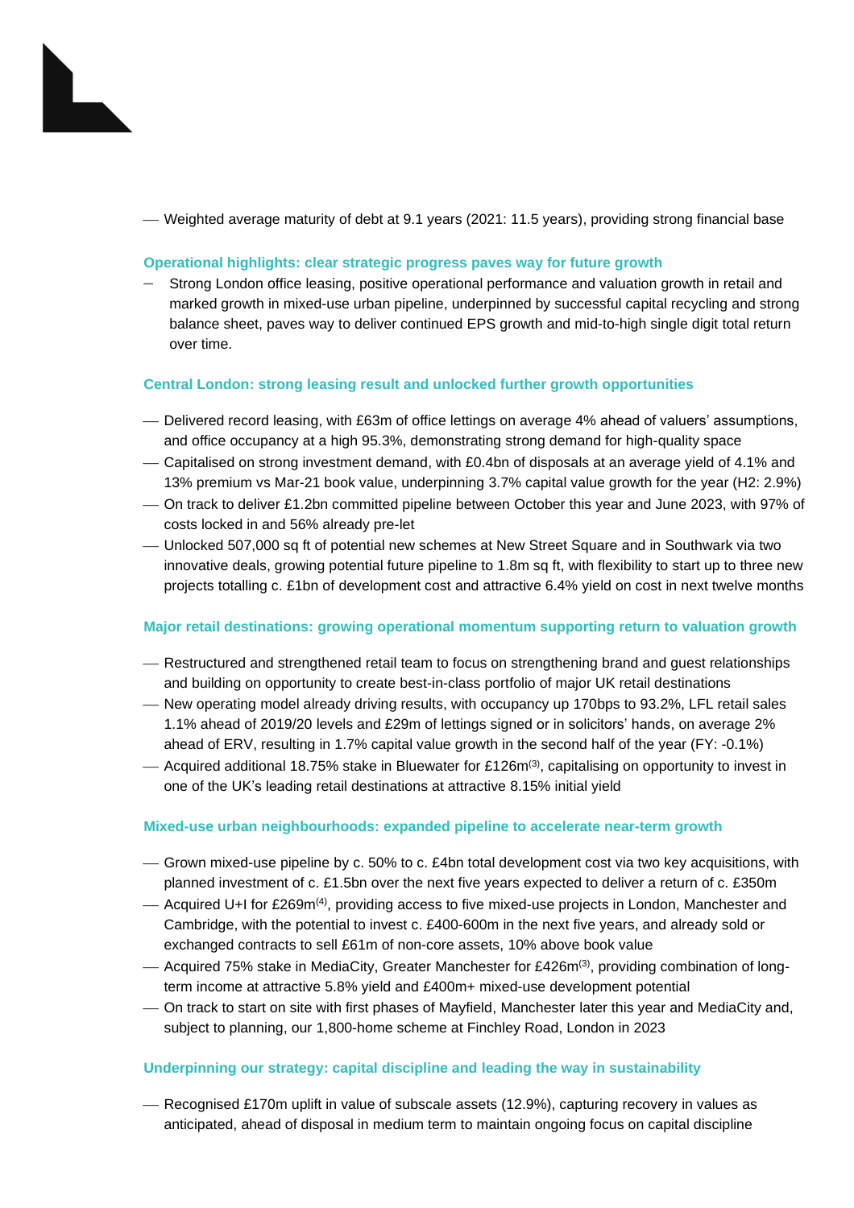- Weighted average maturity of debt at 9.1 years (2021: 11.5 years), providing strong financial base

### Operational highlights: clear strategic progress paves way for future growth

- Strong London office leasing, positive operational performance and valuation growth in retail and marked growth in mixed-use urban pipeline, underpinned by successful capital recycling and strong balance sheet, paves way to deliver continued EPS growth and mid-to-high single digit total return over time.

### Central London: strong leasing result and unlocked further growth opportunities

- Delivered record leasing, with £63m of office lettings on average 4% ahead of valuers' assumptions, and office occupancy at a high 95.3%, demonstrating strong demand for high-quality space
- Capitalised on strong investment demand, with £0.4bn of disposals at an average yield of 4.1% and 13% premium vs Mar-21 book value, underpinning 3.7% capital value growth for the year (H2: 2.9%)
- On track to deliver £1.2bn committed pipeline between October this year and June 2023, with 97% of costs locked in and 56% already pre-let
- Unlocked 507,000 sq ft of potential new schemes at New Street Square and in Southwark via two innovative deals, growing potential future pipeline to 1.8m sq ft, with flexibility to start up to three new projects totalling c. £1bn of development cost and attractive 6.4% yield on cost in next twelve months

### Major retail destinations: growing operational momentum supporting return to valuation growth

- Restructured and strengthened retail team to focus on strengthening brand and guest relationships and building on opportunity to create best-in-class portfolio of major UK retail destinations
- New operating model already driving results, with occupancy up 170bps to 93.2%, LFL retail sales 1.1% ahead of 2019/20 levels and £29m of lettings signed or in solicitors' hands, on average 2% ahead of ERV, resulting in 1.7% capital value growth in the second half of the year (FY: -0.1%)
- Acquired additional 18.75% stake in Bluewater for £126m[3], capitalising on opportunity to invest in one of the UK's leading retail destinations at attractive 8.15% initial yield

### Mixed-use urban neighbourhoods: expanded pipeline to accelerate near-term growth

- Grown mixed-use pipeline by c. 50% to c. £4bn total development cost via two key acquisitions, with planned investment of c. £1.5bn over the next five years expected to deliver a return of c. £350m
- Acquired U+I for £269m[4], providing access to five mixed-use projects in London, Manchester and Cambridge, with the potential to invest c. £400-600m in the next five years, and already sold or exchanged contracts to sell £61m of non-core assets, 10% above book value
- Acquired 75% stake in MediaCity, Greater Manchester for £426m[3], providing combination of long-term income at attractive 5.8% yield and £400m+ mixed-use development potential
- On track to start on site with first phases of Mayfield, Manchester later this year and MediaCity and, subject to planning, our 1,800-home scheme at Finchley Road, London in 2023

### Underpinning our strategy: capital discipline and leading the way in sustainability

- Recognised £170m uplift in value of subscale assets (12.9%), capturing recovery in values as anticipated, ahead of disposal in medium term to maintain ongoing focus on capital discipline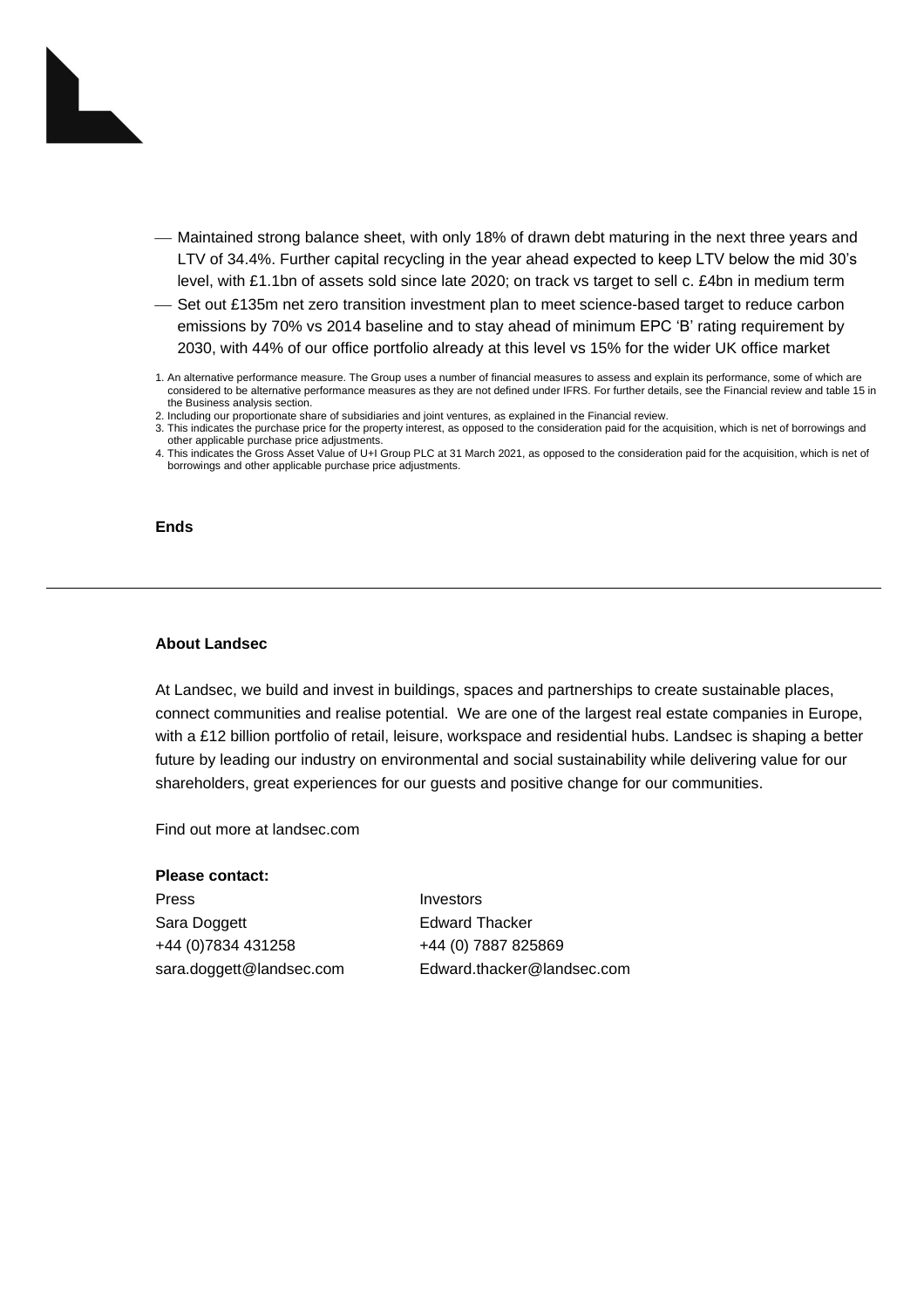- Maintained strong balance sheet, with only 18% of drawn debt maturing in the next three years and LTV of 34.4%. Further capital recycling in the year ahead expected to keep LTV below the mid 30's level, with £1.1bn of assets sold since late 2020; on track vs target to sell c. £4bn in medium term
- Set out £135m net zero transition investment plan to meet science-based target to reduce carbon emissions by 70% vs 2014 baseline and to stay ahead of minimum EPC 'B' rating requirement by 2030, with 44% of our office portfolio already at this level vs 15% for the wider UK office market

1. An alternative performance measure. The Group uses a number of financial measures to assess and explain its performance, some of which are considered to be alternative performance measures as they are not defined under IFRS. For further details, see the Financial review and table 15 in the Business analysis section.
2. Including our proportionate share of subsidiaries and joint ventures, as explained in the Financial review.
3. This indicates the purchase price for the property interest, as opposed to the consideration paid for the acquisition, which is net of borrowings and other applicable purchase price adjustments.
4. This indicates the Gross Asset Value of U+I Group PLC at 31 March 2021, as opposed to the consideration paid for the acquisition, which is net of borrowings and other applicable purchase price adjustments.

**Ends**

---

**About Landsec**

At Landsec, we build and invest in buildings, spaces and partnerships to create sustainable places, connect communities and realise potential. We are one of the largest real estate companies in Europe, with a £12 billion portfolio of retail, leisure, workspace and residential hubs. Landsec is shaping a better future by leading our industry on environmental and social sustainability while delivering value for our shareholders, great experiences for our guests and positive change for our communities.

Find out more at landsec.com

**Please contact:**

| Press | Investors |
| --- | --- |
| Sara Doggett | Edward Thacker |
| +44 (0)7834 431258 | +44 (0) 7887 825869 |
| sara.doggett@landsec.com | Edward.thacker@landsec.com |